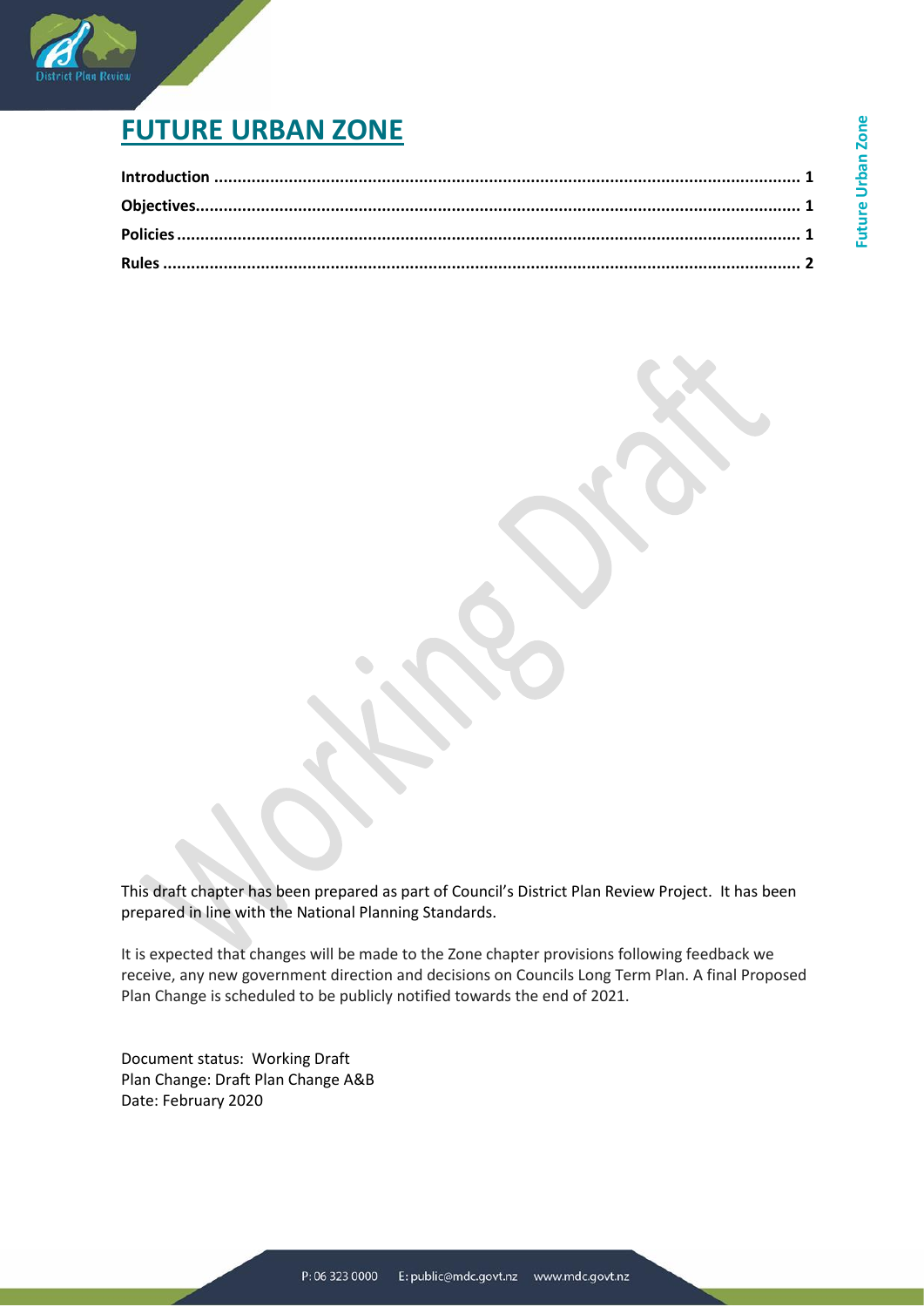# FUTURE URBAN ZONE

Introduction ............................................................................................................................ 1
Objectives................................................................................................................................ 1
Policies .................................................................................................................................... 1
Rules ....................................................................................................................................... 2

This draft chapter has been prepared as part of Council's District Plan Review Project. It has been prepared in line with the National Planning Standards.

It is expected that changes will be made to the Zone chapter provisions following feedback we receive, any new government direction and decisions on Councils Long Term Plan. A final Proposed Plan Change is scheduled to be publicly notified towards the end of 2021.

Document status: Working Draft
Plan Change: Draft Plan Change A&B
Date: February 2020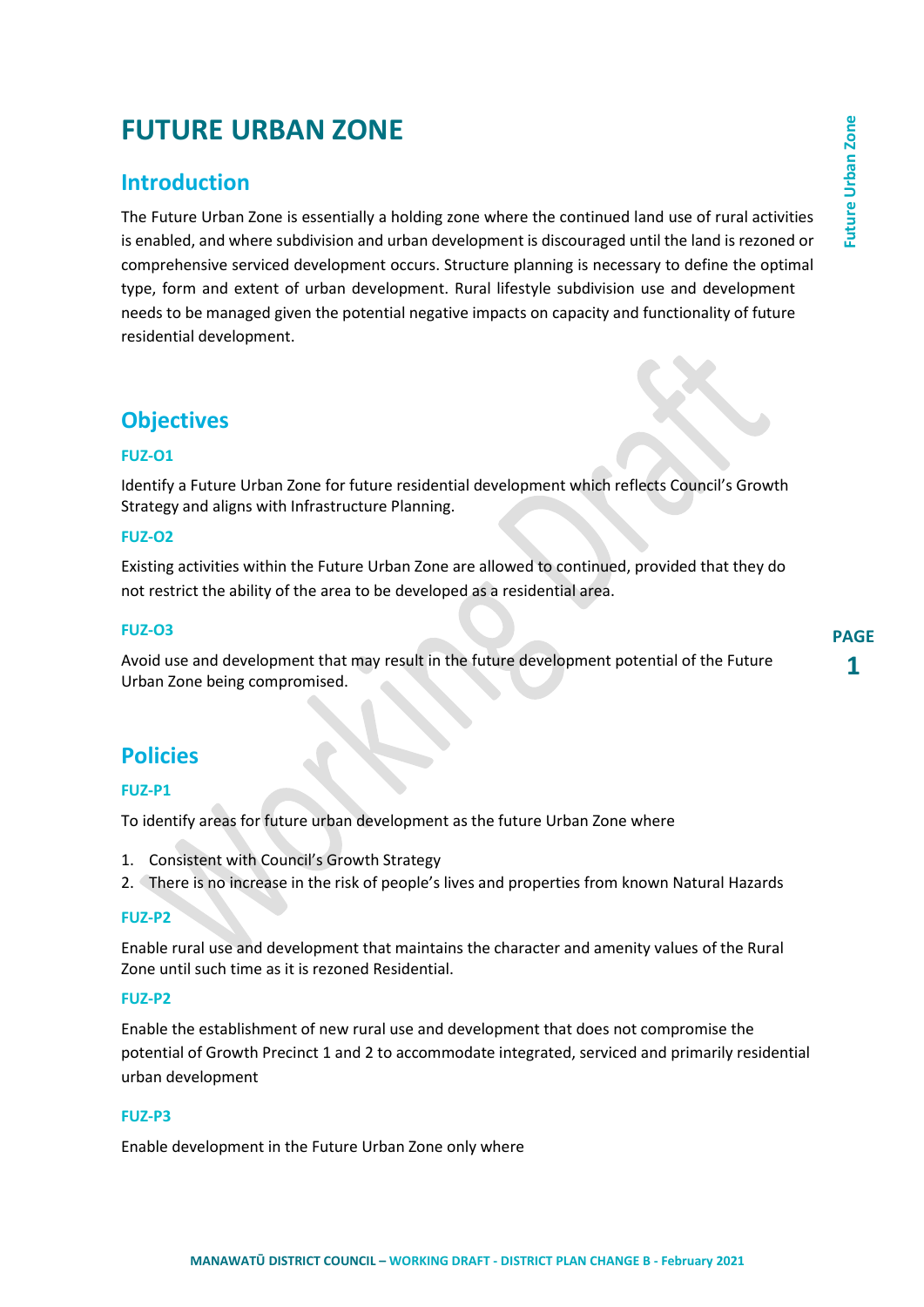# FUTURE URBAN ZONE

## Introduction

The Future Urban Zone is essentially a holding zone where the continued land use of rural activities is enabled, and where subdivision and urban development is discouraged until the land is rezoned or comprehensive serviced development occurs. Structure planning is necessary to define the optimal type, form and extent of urban development. Rural lifestyle subdivision use and development needs to be managed given the potential negative impacts on capacity and functionality of future residential development.

## Objectives

### FUZ-O1

Identify a Future Urban Zone for future residential development which reflects Council's Growth Strategy and aligns with Infrastructure Planning.

### FUZ-O2

Existing activities within the Future Urban Zone are allowed to continued, provided that they do not restrict the ability of the area to be developed as a residential area.

### FUZ-O3

Avoid use and development that may result in the future development potential of the Future Urban Zone being compromised.

## Policies

### FUZ-P1

To identify areas for future urban development as the future Urban Zone where

1. Consistent with Council's Growth Strategy
2. There is no increase in the risk of people's lives and properties from known Natural Hazards

### FUZ-P2

Enable rural use and development that maintains the character and amenity values of the Rural Zone until such time as it is rezoned Residential.

### FUZ-P2

Enable the establishment of new rural use and development that does not compromise the potential of Growth Precinct 1 and 2 to accommodate integrated, serviced and primarily residential urban development

### FUZ-P3

Enable development in the Future Urban Zone only where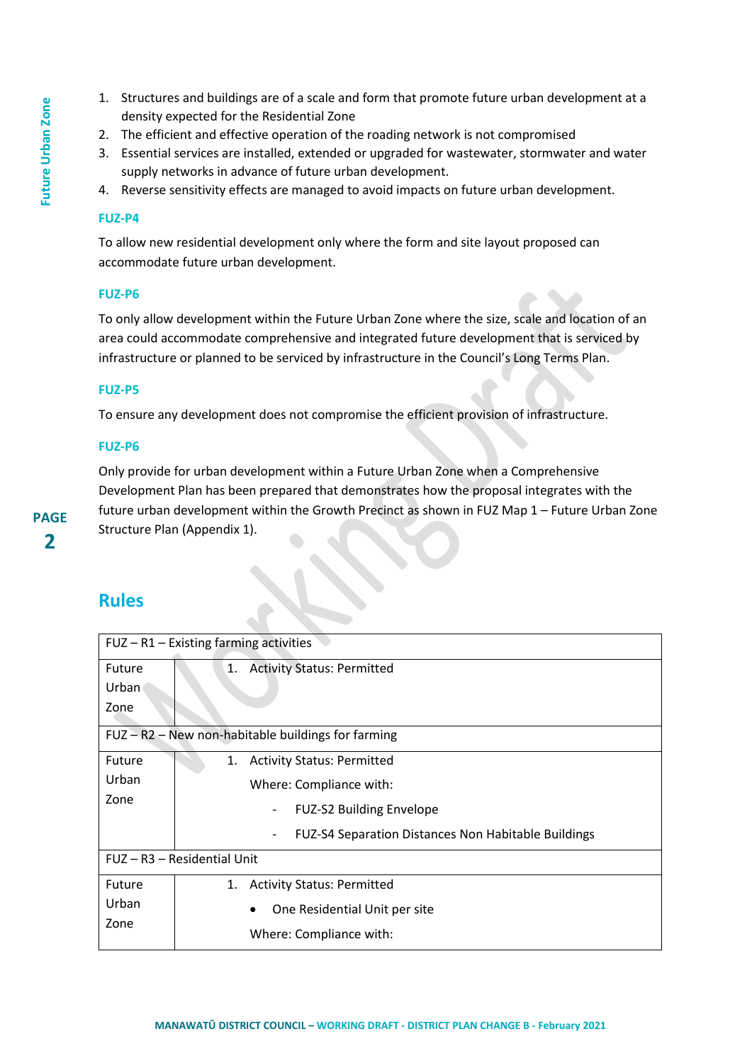1. Structures and buildings are of a scale and form that promote future urban development at a density expected for the Residential Zone
2. The efficient and effective operation of the roading network is not compromised
3. Essential services are installed, extended or upgraded for wastewater, stormwater and water supply networks in advance of future urban development.
4. Reverse sensitivity effects are managed to avoid impacts on future urban development.

### FUZ-P4

To allow new residential development only where the form and site layout proposed can accommodate future urban development.

### FUZ-P6

To only allow development within the Future Urban Zone where the size, scale and location of an area could accommodate comprehensive and integrated future development that is serviced by infrastructure or planned to be serviced by infrastructure in the Council's Long Terms Plan.

### FUZ-P5

To ensure any development does not compromise the efficient provision of infrastructure.

### FUZ-P6

Only provide for urban development within a Future Urban Zone when a Comprehensive Development Plan has been prepared that demonstrates how the proposal integrates with the future urban development within the Growth Precinct as shown in FUZ Map 1 – Future Urban Zone Structure Plan (Appendix 1).

## Rules

| FUZ – R1 – Existing farming activities | |
|---|---|
| Future Urban Zone | 1. Activity Status: Permitted |
| **FUZ – R2 – New non-habitable buildings for farming** | |
| Future Urban Zone | 1. Activity Status: Permitted<br>Where: Compliance with:<br>- FUZ-S2 Building Envelope<br>- FUZ-S4 Separation Distances Non Habitable Buildings |
| **FUZ – R3 – Residential Unit** | |
| Future Urban Zone | 1. Activity Status: Permitted<br>• One Residential Unit per site<br>Where: Compliance with: |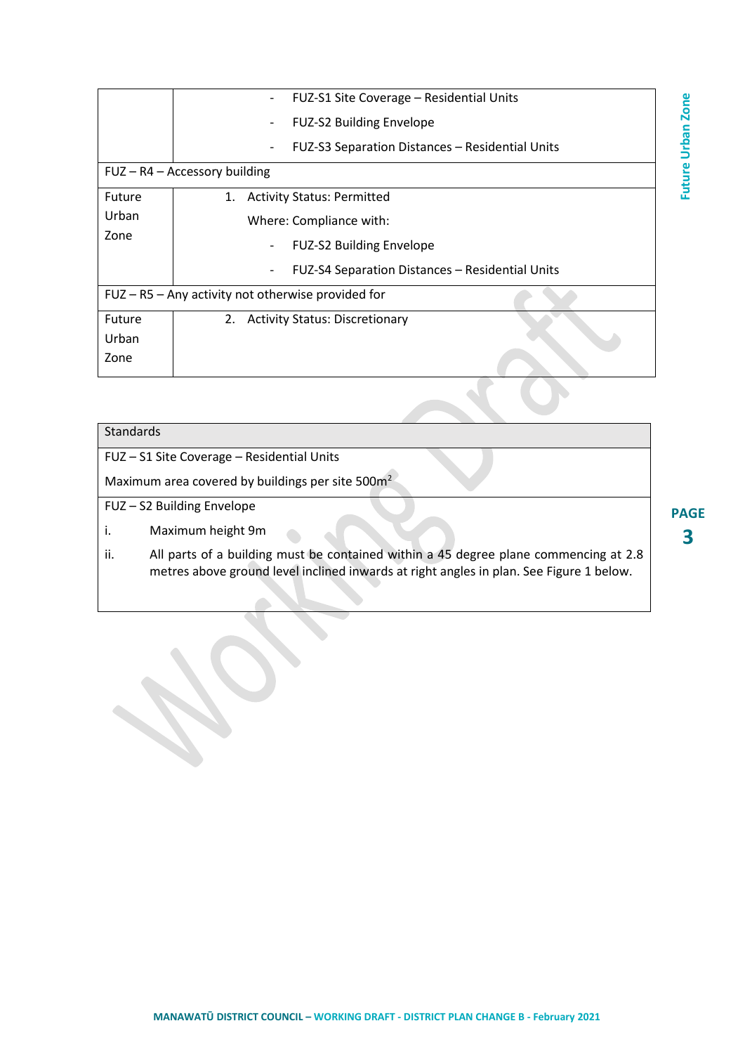| | |
|---|---|
| | - FUZ-S1 Site Coverage – Residential Units<br>- FUZ-S2 Building Envelope<br>- FUZ-S3 Separation Distances – Residential Units |
| **FUZ – R4 – Accessory building** | |
| Future Urban Zone | 1. Activity Status: Permitted<br>Where: Compliance with:<br>- FUZ-S2 Building Envelope<br>- FUZ-S4 Separation Distances – Residential Units |
| **FUZ – R5 – Any activity not otherwise provided for** | |
| Future Urban Zone | 2. Activity Status: Discretionary |

| Standards |
|---|
| FUZ – S1 Site Coverage – Residential Units |
| Maximum area covered by buildings per site 500m$^2$ |
| FUZ – S2 Building Envelope |
| i. Maximum height 9m<br>ii. All parts of a building must be contained within a 45 degree plane commencing at 2.8 metres above ground level inclined inwards at right angles in plan. See Figure 1 below. |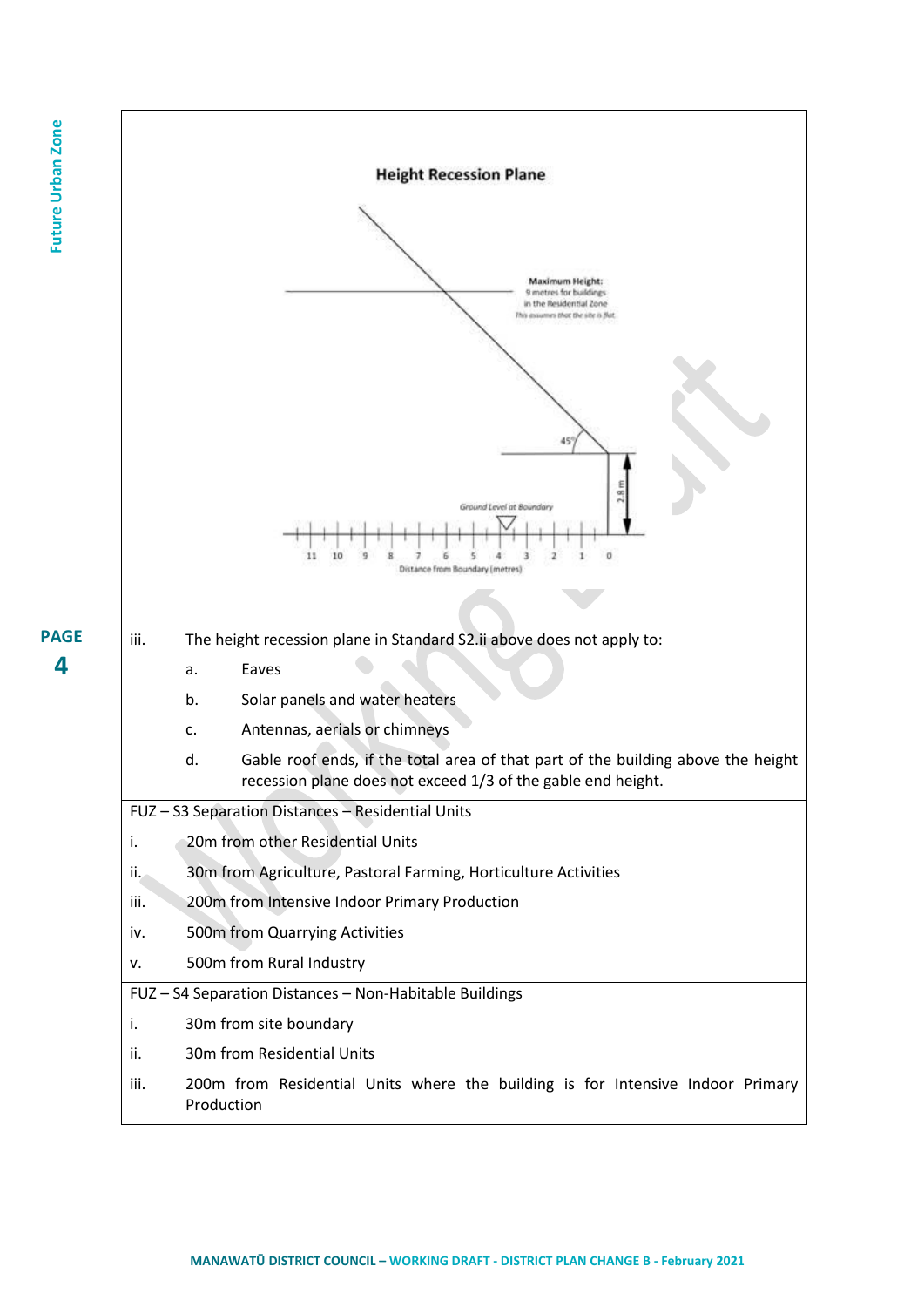**Height Recession Plane**

Maximum Height: 9 metres for buildings in the Residential Zone
This assumes that the site is flat

45°

2.8 m

Ground Level at Boundary

11 10 9 8 7 6 5 4 3 2 1 0

Distance from Boundary (metres)

iii. The height recession plane in Standard S2.ii above does not apply to:

a. Eaves

b. Solar panels and water heaters

c. Antennas, aerials or chimneys

d. Gable roof ends, if the total area of that part of the building above the height recession plane does not exceed 1/3 of the gable end height.

FUZ – S3 Separation Distances – Residential Units

i. 20m from other Residential Units

ii. 30m from Agriculture, Pastoral Farming, Horticulture Activities

iii. 200m from Intensive Indoor Primary Production

iv. 500m from Quarrying Activities

v. 500m from Rural Industry

FUZ – S4 Separation Distances – Non-Habitable Buildings

i. 30m from site boundary

ii. 30m from Residential Units

iii. 200m from Residential Units where the building is for Intensive Indoor Primary Production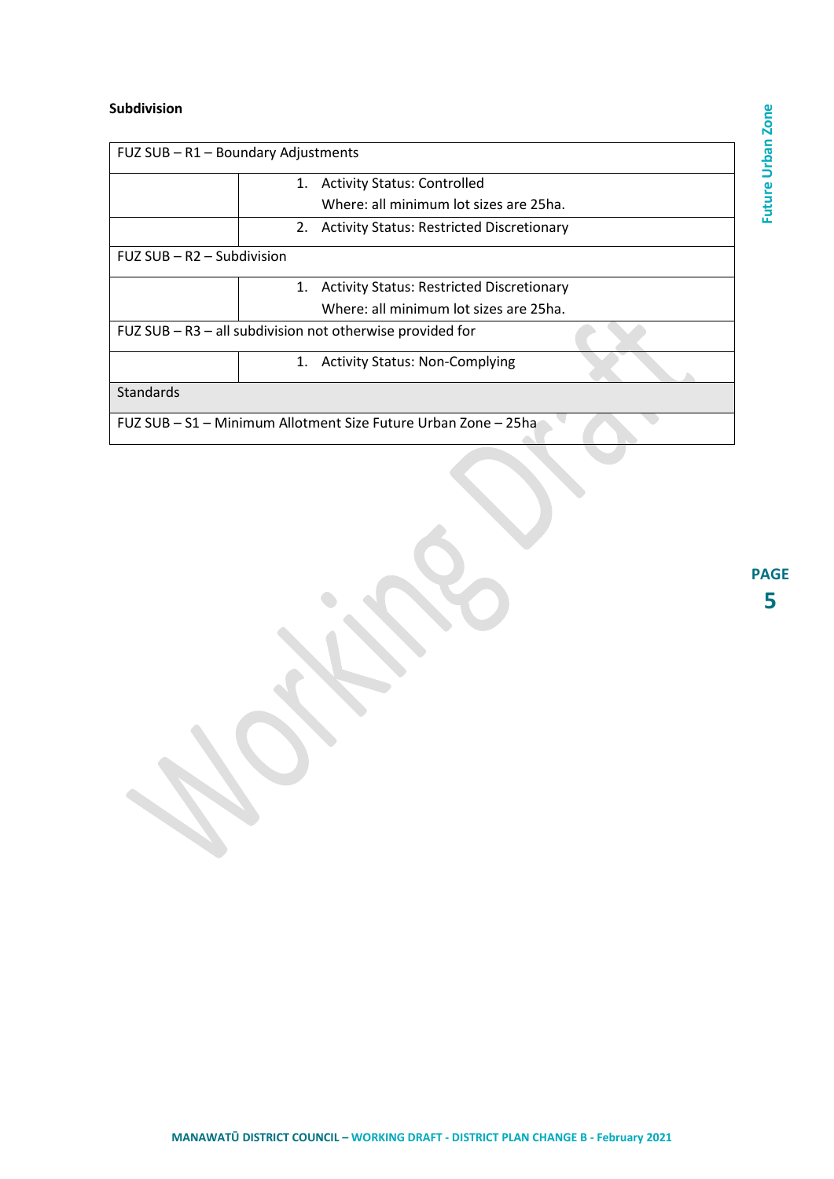**Subdivision**

| FUZ SUB – R1 – Boundary Adjustments | |
|---|---|
| | 1. Activity Status: Controlled<br>Where: all minimum lot sizes are 25ha. |
| | 2. Activity Status: Restricted Discretionary |
| FUZ SUB – R2 – Subdivision | |
| | 1. Activity Status: Restricted Discretionary<br>Where: all minimum lot sizes are 25ha. |
| FUZ SUB – R3 – all subdivision not otherwise provided for | |
| | 1. Activity Status: Non-Complying |
| Standards | |
| FUZ SUB – S1 – Minimum Allotment Size Future Urban Zone – 25ha | |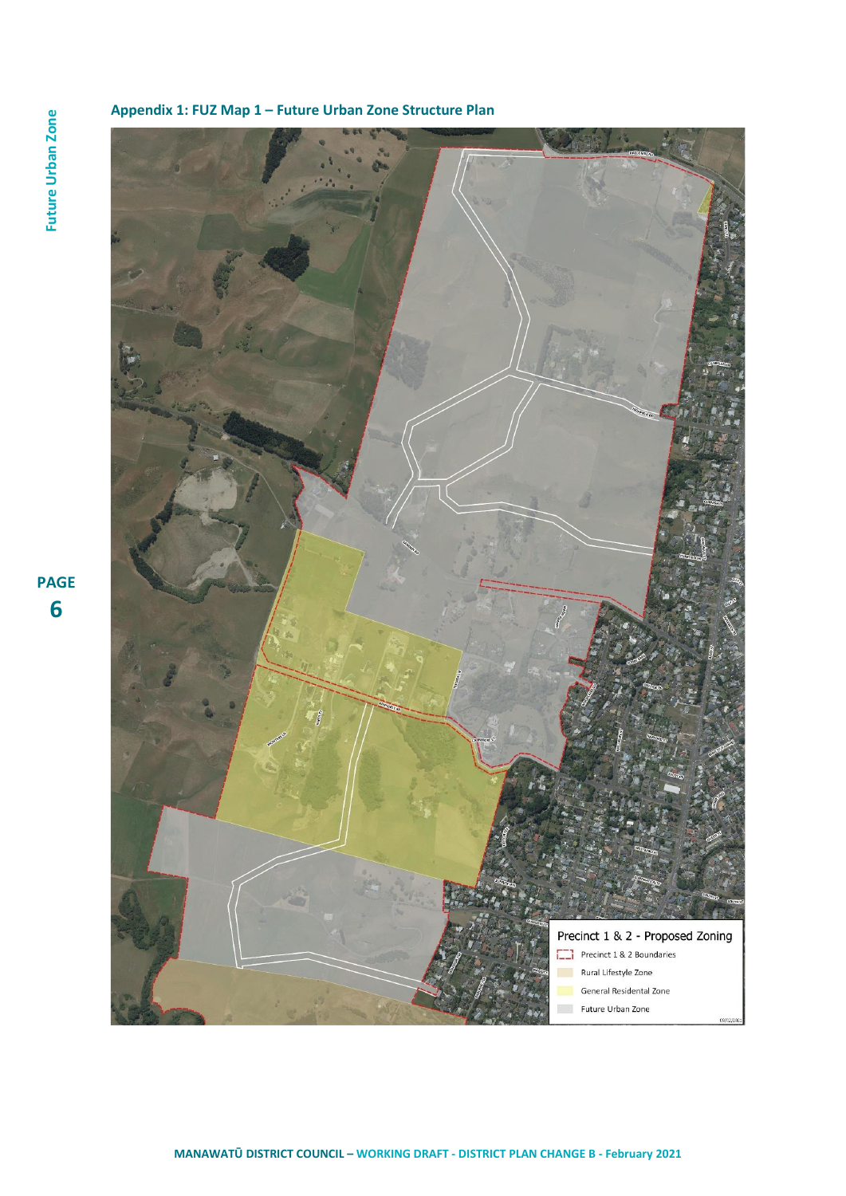## Appendix 1: FUZ Map 1 – Future Urban Zone Structure Plan

Precinct 1 & 2 - Proposed Zoning

Precinct 1 & 2 Boundaries

Rural Lifestyle Zone

General Residental Zone

Future Urban Zone